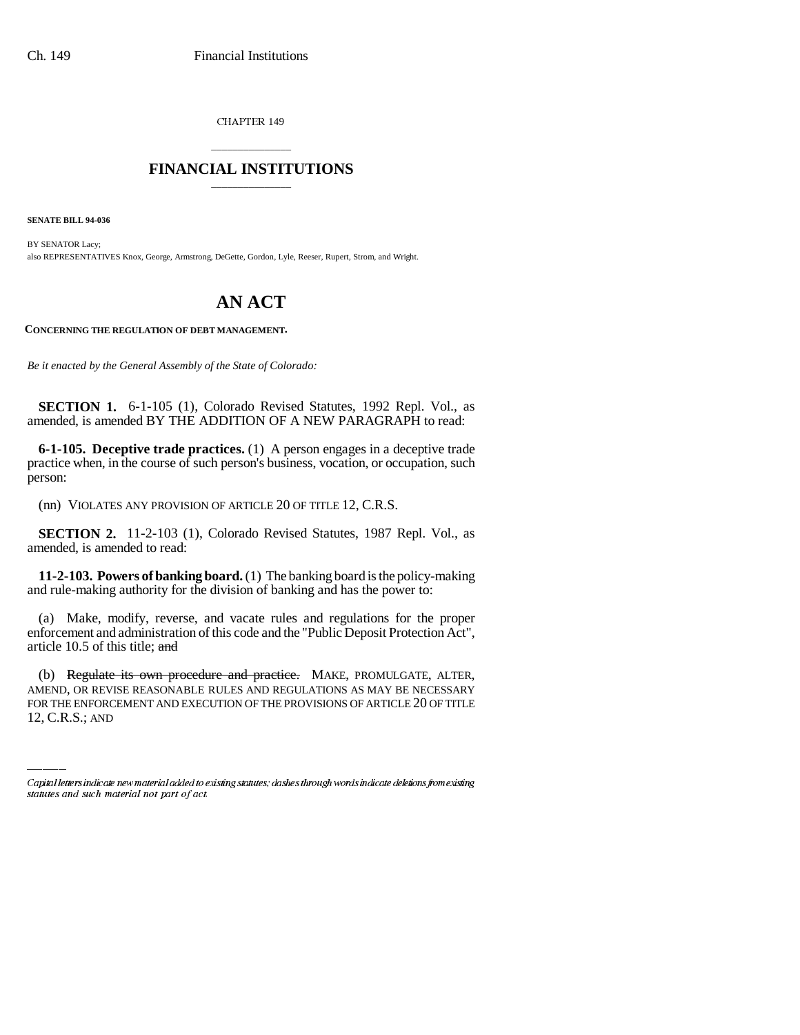CHAPTER 149

# FINANCIAL INSTITUTIONS

**SENATE BILL 94-036**

BY SENATOR Lacy;
also REPRESENTATIVES Knox, George, Armstrong, DeGette, Gordon, Lyle, Reeser, Rupert, Strom, and Wright.

# AN ACT

**CONCERNING THE REGULATION OF DEBT MANAGEMENT.**

*Be it enacted by the General Assembly of the State of Colorado:*

**SECTION 1.** 6-1-105 (1), Colorado Revised Statutes, 1992 Repl. Vol., as amended, is amended BY THE ADDITION OF A NEW PARAGRAPH to read:

**6-1-105. Deceptive trade practices.** (1) A person engages in a deceptive trade practice when, in the course of such person's business, vocation, or occupation, such person:

(nn) VIOLATES ANY PROVISION OF ARTICLE 20 OF TITLE 12, C.R.S.

**SECTION 2.** 11-2-103 (1), Colorado Revised Statutes, 1987 Repl. Vol., as amended, is amended to read:

**11-2-103. Powers of banking board.** (1) The banking board is the policy-making and rule-making authority for the division of banking and has the power to:

(a) Make, modify, reverse, and vacate rules and regulations for the proper enforcement and administration of this code and the "Public Deposit Protection Act", article 10.5 of this title; ~~and~~

(b) ~~Regulate its own procedure and practice.~~ MAKE, PROMULGATE, ALTER, AMEND, OR REVISE REASONABLE RULES AND REGULATIONS AS MAY BE NECESSARY FOR THE ENFORCEMENT AND EXECUTION OF THE PROVISIONS OF ARTICLE 20 OF TITLE 12, C.R.S.; AND

*Capital letters indicate new material added to existing statutes; dashes through words indicate deletions from existing statutes and such material not part of act.*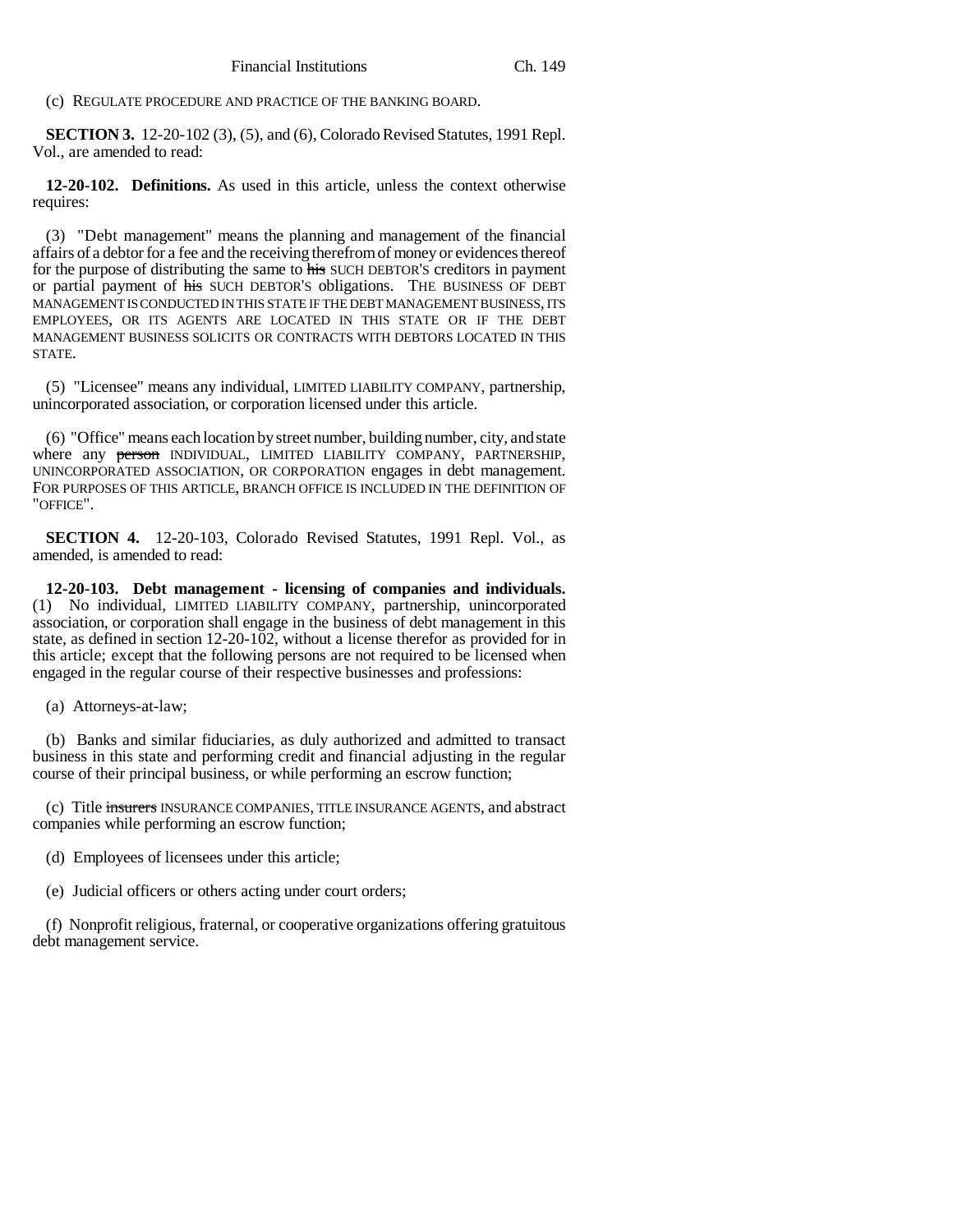(c) REGULATE PROCEDURE AND PRACTICE OF THE BANKING BOARD.

**SECTION 3.** 12-20-102 (3), (5), and (6), Colorado Revised Statutes, 1991 Repl. Vol., are amended to read:

**12-20-102. Definitions.** As used in this article, unless the context otherwise requires:

(3) "Debt management" means the planning and management of the financial affairs of a debtor for a fee and the receiving therefrom of money or evidences thereof for the purpose of distributing the same to ~~his~~ SUCH DEBTOR'S creditors in payment or partial payment of ~~his~~ SUCH DEBTOR'S obligations. THE BUSINESS OF DEBT MANAGEMENT IS CONDUCTED IN THIS STATE IF THE DEBT MANAGEMENT BUSINESS, ITS EMPLOYEES, OR ITS AGENTS ARE LOCATED IN THIS STATE OR IF THE DEBT MANAGEMENT BUSINESS SOLICITS OR CONTRACTS WITH DEBTORS LOCATED IN THIS STATE.

(5) "Licensee" means any individual, LIMITED LIABILITY COMPANY, partnership, unincorporated association, or corporation licensed under this article.

(6) "Office" means each location by street number, building number, city, and state where any ~~person~~ INDIVIDUAL, LIMITED LIABILITY COMPANY, PARTNERSHIP, UNINCORPORATED ASSOCIATION, OR CORPORATION engages in debt management. FOR PURPOSES OF THIS ARTICLE, BRANCH OFFICE IS INCLUDED IN THE DEFINITION OF "OFFICE".

**SECTION 4.** 12-20-103, Colorado Revised Statutes, 1991 Repl. Vol., as amended, is amended to read:

**12-20-103. Debt management - licensing of companies and individuals.** (1) No individual, LIMITED LIABILITY COMPANY, partnership, unincorporated association, or corporation shall engage in the business of debt management in this state, as defined in section 12-20-102, without a license therefor as provided for in this article; except that the following persons are not required to be licensed when engaged in the regular course of their respective businesses and professions:

(a) Attorneys-at-law;

(b) Banks and similar fiduciaries, as duly authorized and admitted to transact business in this state and performing credit and financial adjusting in the regular course of their principal business, or while performing an escrow function;

(c) Title ~~insurers~~ INSURANCE COMPANIES, TITLE INSURANCE AGENTS, and abstract companies while performing an escrow function;

(d) Employees of licensees under this article;

(e) Judicial officers or others acting under court orders;

(f) Nonprofit religious, fraternal, or cooperative organizations offering gratuitous debt management service.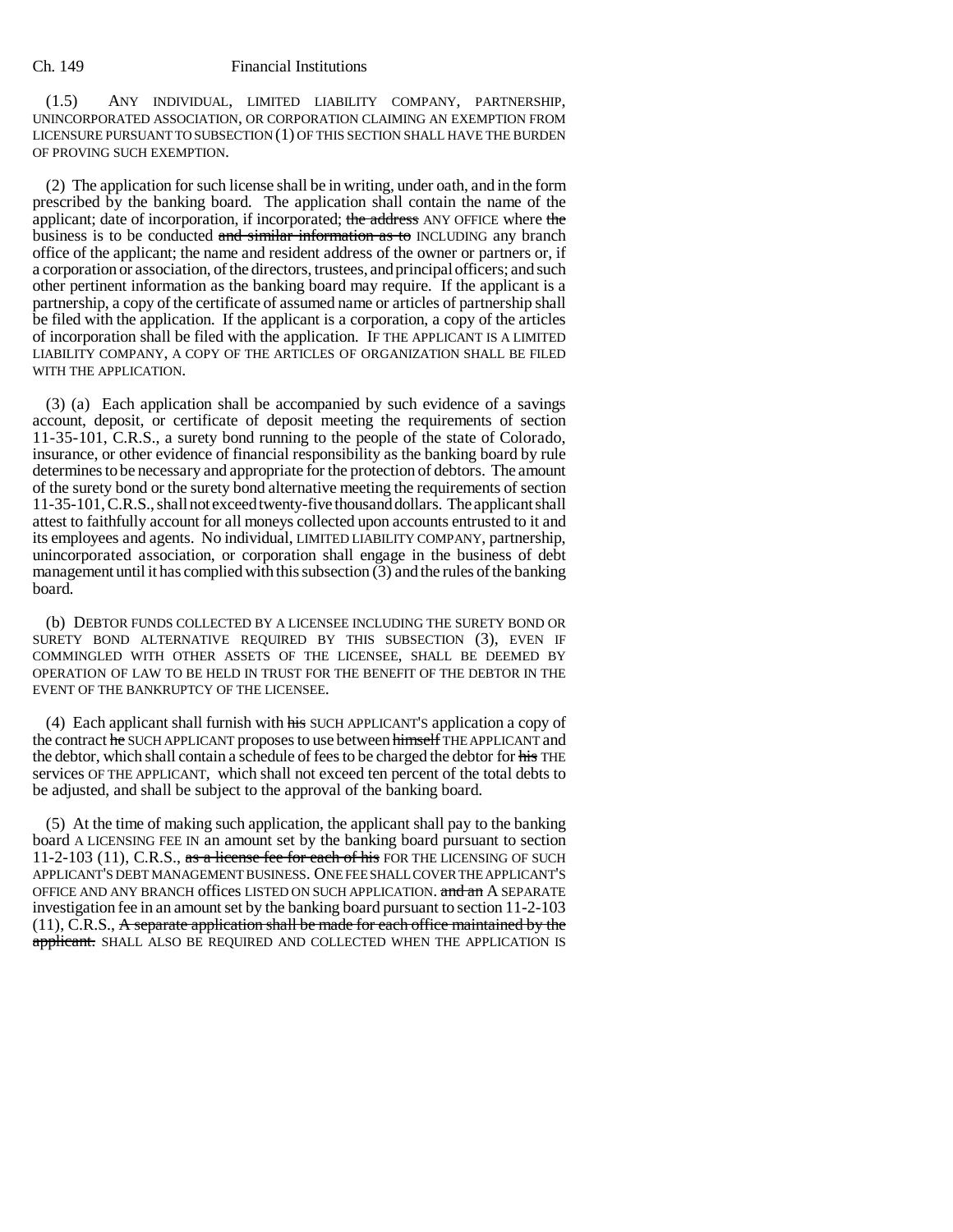(1.5) ANY INDIVIDUAL, LIMITED LIABILITY COMPANY, PARTNERSHIP, UNINCORPORATED ASSOCIATION, OR CORPORATION CLAIMING AN EXEMPTION FROM LICENSURE PURSUANT TO SUBSECTION (1) OF THIS SECTION SHALL HAVE THE BURDEN OF PROVING SUCH EXEMPTION.

(2) The application for such license shall be in writing, under oath, and in the form prescribed by the banking board. The application shall contain the name of the applicant; date of incorporation, if incorporated; ~~the address~~ ANY OFFICE where ~~the~~ business is to be conducted ~~and similar information as to~~ INCLUDING any branch office of the applicant; the name and resident address of the owner or partners or, if a corporation or association, of the directors, trustees, and principal officers; and such other pertinent information as the banking board may require. If the applicant is a partnership, a copy of the certificate of assumed name or articles of partnership shall be filed with the application. If the applicant is a corporation, a copy of the articles of incorporation shall be filed with the application. IF THE APPLICANT IS A LIMITED LIABILITY COMPANY, A COPY OF THE ARTICLES OF ORGANIZATION SHALL BE FILED WITH THE APPLICATION.

(3) (a) Each application shall be accompanied by such evidence of a savings account, deposit, or certificate of deposit meeting the requirements of section 11-35-101, C.R.S., a surety bond running to the people of the state of Colorado, insurance, or other evidence of financial responsibility as the banking board by rule determines to be necessary and appropriate for the protection of debtors. The amount of the surety bond or the surety bond alternative meeting the requirements of section 11-35-101, C.R.S., shall not exceed twenty-five thousand dollars. The applicant shall attest to faithfully account for all moneys collected upon accounts entrusted to it and its employees and agents. No individual, LIMITED LIABILITY COMPANY, partnership, unincorporated association, or corporation shall engage in the business of debt management until it has complied with this subsection (3) and the rules of the banking board.

(b) DEBTOR FUNDS COLLECTED BY A LICENSEE INCLUDING THE SURETY BOND OR SURETY BOND ALTERNATIVE REQUIRED BY THIS SUBSECTION (3), EVEN IF COMMINGLED WITH OTHER ASSETS OF THE LICENSEE, SHALL BE DEEMED BY OPERATION OF LAW TO BE HELD IN TRUST FOR THE BENEFIT OF THE DEBTOR IN THE EVENT OF THE BANKRUPTCY OF THE LICENSEE.

(4) Each applicant shall furnish with ~~his~~ SUCH APPLICANT'S application a copy of the contract ~~he~~ SUCH APPLICANT proposes to use between ~~himself~~ THE APPLICANT and the debtor, which shall contain a schedule of fees to be charged the debtor for ~~his~~ THE services OF THE APPLICANT, which shall not exceed ten percent of the total debts to be adjusted, and shall be subject to the approval of the banking board.

(5) At the time of making such application, the applicant shall pay to the banking board A LICENSING FEE IN an amount set by the banking board pursuant to section 11-2-103 (11), C.R.S., ~~as a license fee for each of his~~ FOR THE LICENSING OF SUCH APPLICANT'S DEBT MANAGEMENT BUSINESS. ONE FEE SHALL COVER THE APPLICANT'S OFFICE AND ANY BRANCH offices LISTED ON SUCH APPLICATION. ~~and an~~ A SEPARATE investigation fee in an amount set by the banking board pursuant to section 11-2-103 (11), C.R.S., ~~A separate application shall be made for each office maintained by the applicant.~~ SHALL ALSO BE REQUIRED AND COLLECTED WHEN THE APPLICATION IS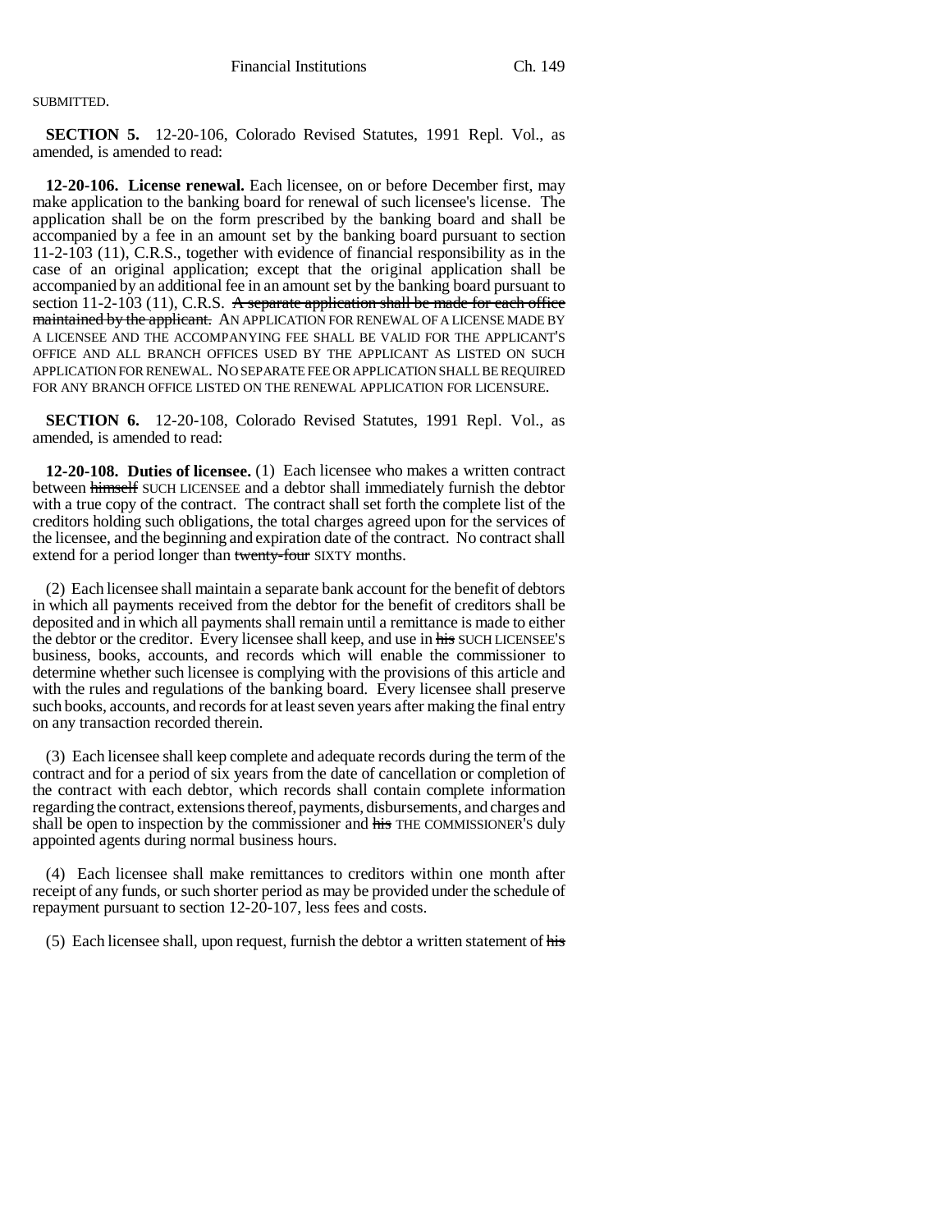SUBMITTED.

**SECTION 5.** 12-20-106, Colorado Revised Statutes, 1991 Repl. Vol., as amended, is amended to read:

**12-20-106. License renewal.** Each licensee, on or before December first, may make application to the banking board for renewal of such licensee's license. The application shall be on the form prescribed by the banking board and shall be accompanied by a fee in an amount set by the banking board pursuant to section 11-2-103 (11), C.R.S., together with evidence of financial responsibility as in the case of an original application; except that the original application shall be accompanied by an additional fee in an amount set by the banking board pursuant to section 11-2-103 (11), C.R.S. ~~A separate application shall be made for each office maintained by the applicant.~~ AN APPLICATION FOR RENEWAL OF A LICENSE MADE BY A LICENSEE AND THE ACCOMPANYING FEE SHALL BE VALID FOR THE APPLICANT'S OFFICE AND ALL BRANCH OFFICES USED BY THE APPLICANT AS LISTED ON SUCH APPLICATION FOR RENEWAL. NO SEPARATE FEE OR APPLICATION SHALL BE REQUIRED FOR ANY BRANCH OFFICE LISTED ON THE RENEWAL APPLICATION FOR LICENSURE.

**SECTION 6.** 12-20-108, Colorado Revised Statutes, 1991 Repl. Vol., as amended, is amended to read:

**12-20-108. Duties of licensee.** (1) Each licensee who makes a written contract between ~~himself~~ SUCH LICENSEE and a debtor shall immediately furnish the debtor with a true copy of the contract. The contract shall set forth the complete list of the creditors holding such obligations, the total charges agreed upon for the services of the licensee, and the beginning and expiration date of the contract. No contract shall extend for a period longer than ~~twenty-four~~ SIXTY months.

(2) Each licensee shall maintain a separate bank account for the benefit of debtors in which all payments received from the debtor for the benefit of creditors shall be deposited and in which all payments shall remain until a remittance is made to either the debtor or the creditor. Every licensee shall keep, and use in ~~his~~ SUCH LICENSEE'S business, books, accounts, and records which will enable the commissioner to determine whether such licensee is complying with the provisions of this article and with the rules and regulations of the banking board. Every licensee shall preserve such books, accounts, and records for at least seven years after making the final entry on any transaction recorded therein.

(3) Each licensee shall keep complete and adequate records during the term of the contract and for a period of six years from the date of cancellation or completion of the contract with each debtor, which records shall contain complete information regarding the contract, extensions thereof, payments, disbursements, and charges and shall be open to inspection by the commissioner and ~~his~~ THE COMMISSIONER'S duly appointed agents during normal business hours.

(4) Each licensee shall make remittances to creditors within one month after receipt of any funds, or such shorter period as may be provided under the schedule of repayment pursuant to section 12-20-107, less fees and costs.

(5) Each licensee shall, upon request, furnish the debtor a written statement of ~~his~~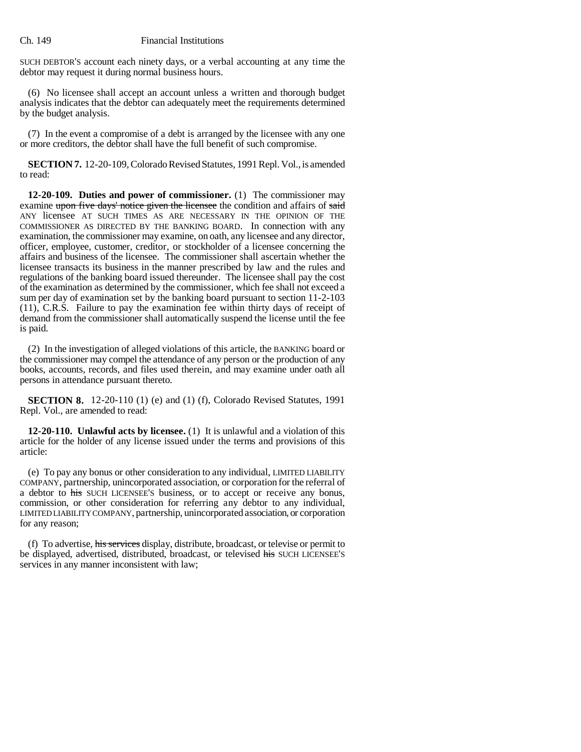SUCH DEBTOR'S account each ninety days, or a verbal accounting at any time the debtor may request it during normal business hours.

(6) No licensee shall accept an account unless a written and thorough budget analysis indicates that the debtor can adequately meet the requirements determined by the budget analysis.

(7) In the event a compromise of a debt is arranged by the licensee with any one or more creditors, the debtor shall have the full benefit of such compromise.

**SECTION 7.** 12-20-109, Colorado Revised Statutes, 1991 Repl. Vol., is amended to read:

**12-20-109. Duties and power of commissioner.** (1) The commissioner may examine ~~upon five days' notice given the licensee~~ the condition and affairs of ~~said~~ ANY licensee AT SUCH TIMES AS ARE NECESSARY IN THE OPINION OF THE COMMISSIONER AS DIRECTED BY THE BANKING BOARD. In connection with any examination, the commissioner may examine, on oath, any licensee and any director, officer, employee, customer, creditor, or stockholder of a licensee concerning the affairs and business of the licensee. The commissioner shall ascertain whether the licensee transacts its business in the manner prescribed by law and the rules and regulations of the banking board issued thereunder. The licensee shall pay the cost of the examination as determined by the commissioner, which fee shall not exceed a sum per day of examination set by the banking board pursuant to section 11-2-103 (11), C.R.S. Failure to pay the examination fee within thirty days of receipt of demand from the commissioner shall automatically suspend the license until the fee is paid.

(2) In the investigation of alleged violations of this article, the BANKING board or the commissioner may compel the attendance of any person or the production of any books, accounts, records, and files used therein, and may examine under oath all persons in attendance pursuant thereto.

**SECTION 8.** 12-20-110 (1) (e) and (1) (f), Colorado Revised Statutes, 1991 Repl. Vol., are amended to read:

**12-20-110. Unlawful acts by licensee.** (1) It is unlawful and a violation of this article for the holder of any license issued under the terms and provisions of this article:

(e) To pay any bonus or other consideration to any individual, LIMITED LIABILITY COMPANY, partnership, unincorporated association, or corporation for the referral of a debtor to ~~his~~ SUCH LICENSEE'S business, or to accept or receive any bonus, commission, or other consideration for referring any debtor to any individual, LIMITED LIABILITY COMPANY, partnership, unincorporated association, or corporation for any reason;

(f) To advertise, ~~his services~~ display, distribute, broadcast, or televise or permit to be displayed, advertised, distributed, broadcast, or televised ~~his~~ SUCH LICENSEE'S services in any manner inconsistent with law;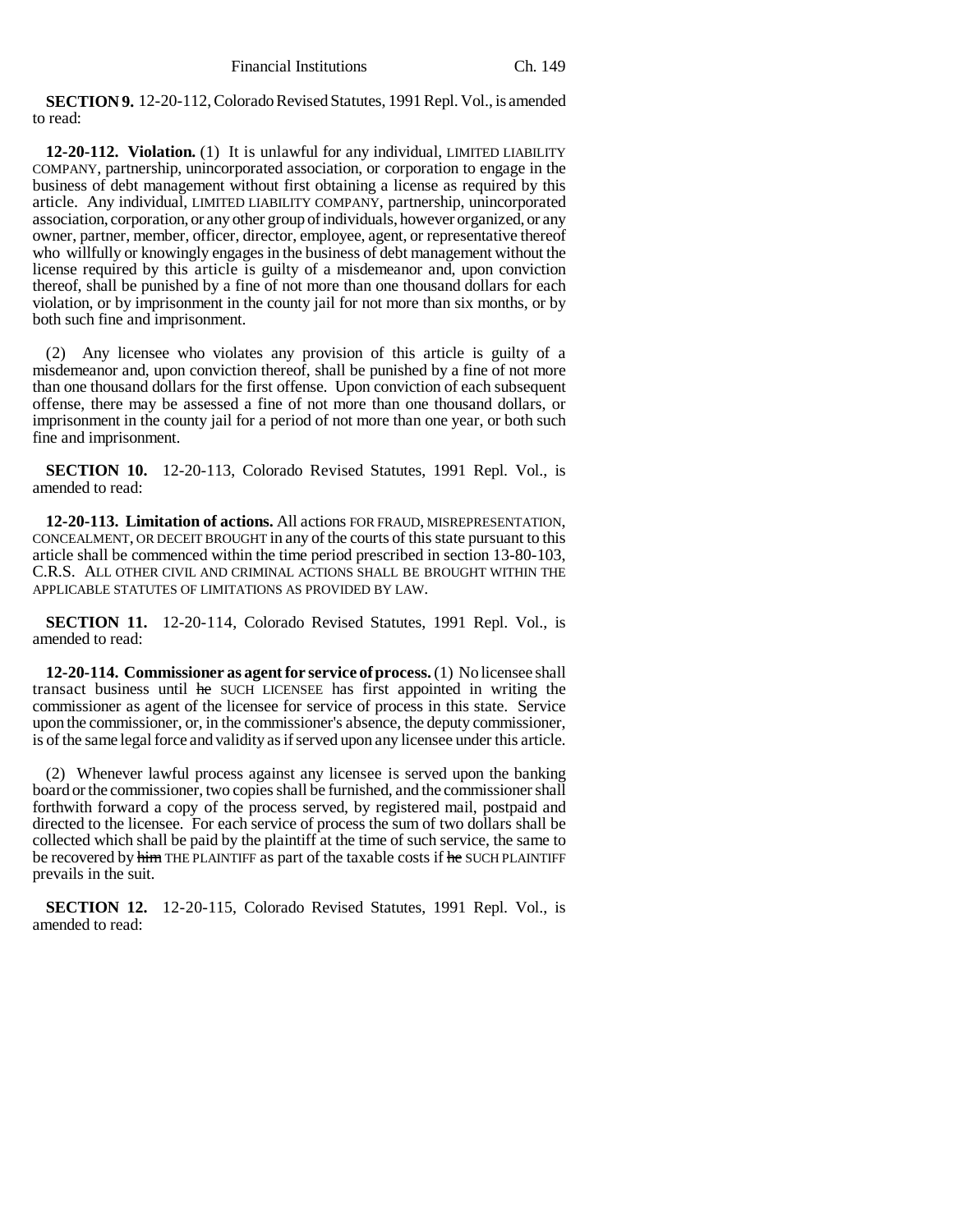**SECTION 9.** 12-20-112, Colorado Revised Statutes, 1991 Repl. Vol., is amended to read:

**12-20-112. Violation.** (1) It is unlawful for any individual, LIMITED LIABILITY COMPANY, partnership, unincorporated association, or corporation to engage in the business of debt management without first obtaining a license as required by this article. Any individual, LIMITED LIABILITY COMPANY, partnership, unincorporated association, corporation, or any other group of individuals, however organized, or any owner, partner, member, officer, director, employee, agent, or representative thereof who willfully or knowingly engages in the business of debt management without the license required by this article is guilty of a misdemeanor and, upon conviction thereof, shall be punished by a fine of not more than one thousand dollars for each violation, or by imprisonment in the county jail for not more than six months, or by both such fine and imprisonment.

(2) Any licensee who violates any provision of this article is guilty of a misdemeanor and, upon conviction thereof, shall be punished by a fine of not more than one thousand dollars for the first offense. Upon conviction of each subsequent offense, there may be assessed a fine of not more than one thousand dollars, or imprisonment in the county jail for a period of not more than one year, or both such fine and imprisonment.

**SECTION 10.** 12-20-113, Colorado Revised Statutes, 1991 Repl. Vol., is amended to read:

**12-20-113. Limitation of actions.** All actions FOR FRAUD, MISREPRESENTATION, CONCEALMENT, OR DECEIT BROUGHT in any of the courts of this state pursuant to this article shall be commenced within the time period prescribed in section 13-80-103, C.R.S. ALL OTHER CIVIL AND CRIMINAL ACTIONS SHALL BE BROUGHT WITHIN THE APPLICABLE STATUTES OF LIMITATIONS AS PROVIDED BY LAW.

**SECTION 11.** 12-20-114, Colorado Revised Statutes, 1991 Repl. Vol., is amended to read:

**12-20-114. Commissioner as agent for service of process.** (1) No licensee shall transact business until ~~he~~ SUCH LICENSEE has first appointed in writing the commissioner as agent of the licensee for service of process in this state. Service upon the commissioner, or, in the commissioner's absence, the deputy commissioner, is of the same legal force and validity as if served upon any licensee under this article.

(2) Whenever lawful process against any licensee is served upon the banking board or the commissioner, two copies shall be furnished, and the commissioner shall forthwith forward a copy of the process served, by registered mail, postpaid and directed to the licensee. For each service of process the sum of two dollars shall be collected which shall be paid by the plaintiff at the time of such service, the same to be recovered by ~~him~~ THE PLAINTIFF as part of the taxable costs if ~~he~~ SUCH PLAINTIFF prevails in the suit.

**SECTION 12.** 12-20-115, Colorado Revised Statutes, 1991 Repl. Vol., is amended to read: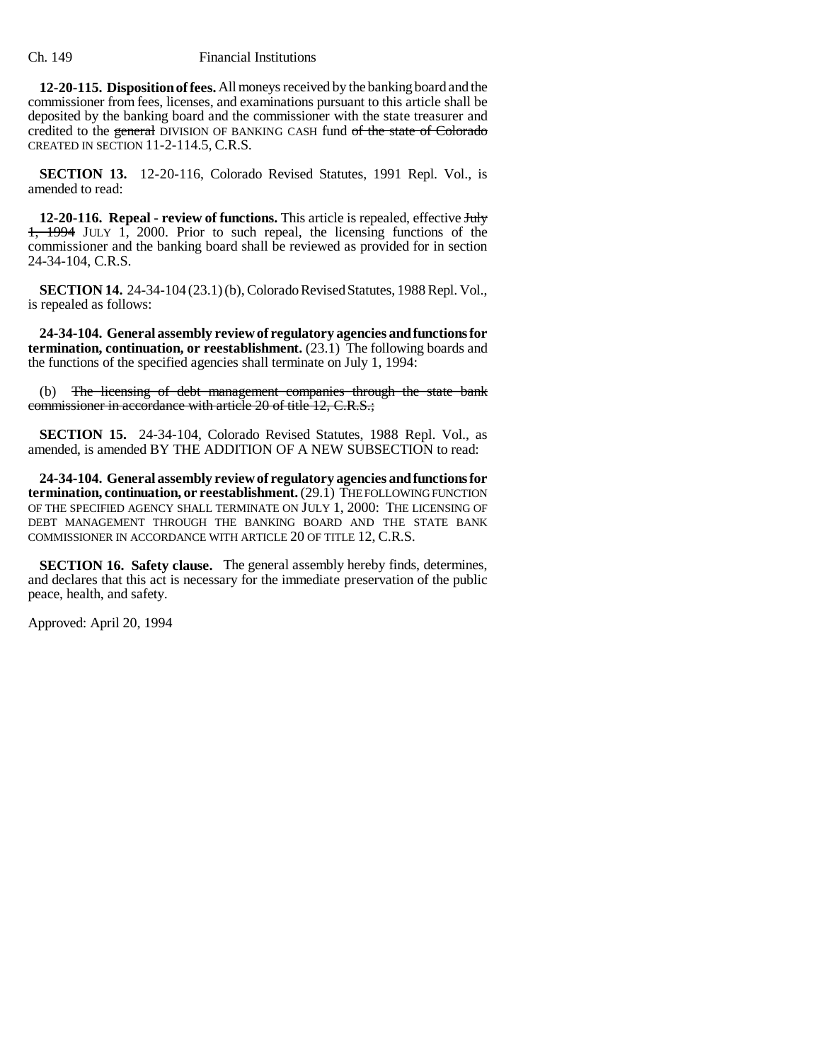**12-20-115. Disposition of fees.** All moneys received by the banking board and the commissioner from fees, licenses, and examinations pursuant to this article shall be deposited by the banking board and the commissioner with the state treasurer and credited to the ~~general~~ DIVISION OF BANKING CASH fund ~~of the state of Colorado~~ CREATED IN SECTION 11-2-114.5, C.R.S.

**SECTION 13.** 12-20-116, Colorado Revised Statutes, 1991 Repl. Vol., is amended to read:

**12-20-116. Repeal - review of functions.** This article is repealed, effective ~~July 1, 1994~~ JULY 1, 2000. Prior to such repeal, the licensing functions of the commissioner and the banking board shall be reviewed as provided for in section 24-34-104, C.R.S.

**SECTION 14.** 24-34-104 (23.1) (b), Colorado Revised Statutes, 1988 Repl. Vol., is repealed as follows:

**24-34-104. General assembly review of regulatory agencies and functions for termination, continuation, or reestablishment.** (23.1) The following boards and the functions of the specified agencies shall terminate on July 1, 1994:

(b) ~~The licensing of debt management companies through the state bank commissioner in accordance with article 20 of title 12, C.R.S.;~~

**SECTION 15.** 24-34-104, Colorado Revised Statutes, 1988 Repl. Vol., as amended, is amended BY THE ADDITION OF A NEW SUBSECTION to read:

**24-34-104. General assembly review of regulatory agencies and functions for termination, continuation, or reestablishment.** (29.1) THE FOLLOWING FUNCTION OF THE SPECIFIED AGENCY SHALL TERMINATE ON JULY 1, 2000: THE LICENSING OF DEBT MANAGEMENT THROUGH THE BANKING BOARD AND THE STATE BANK COMMISSIONER IN ACCORDANCE WITH ARTICLE 20 OF TITLE 12, C.R.S.

**SECTION 16. Safety clause.** The general assembly hereby finds, determines, and declares that this act is necessary for the immediate preservation of the public peace, health, and safety.

Approved: April 20, 1994